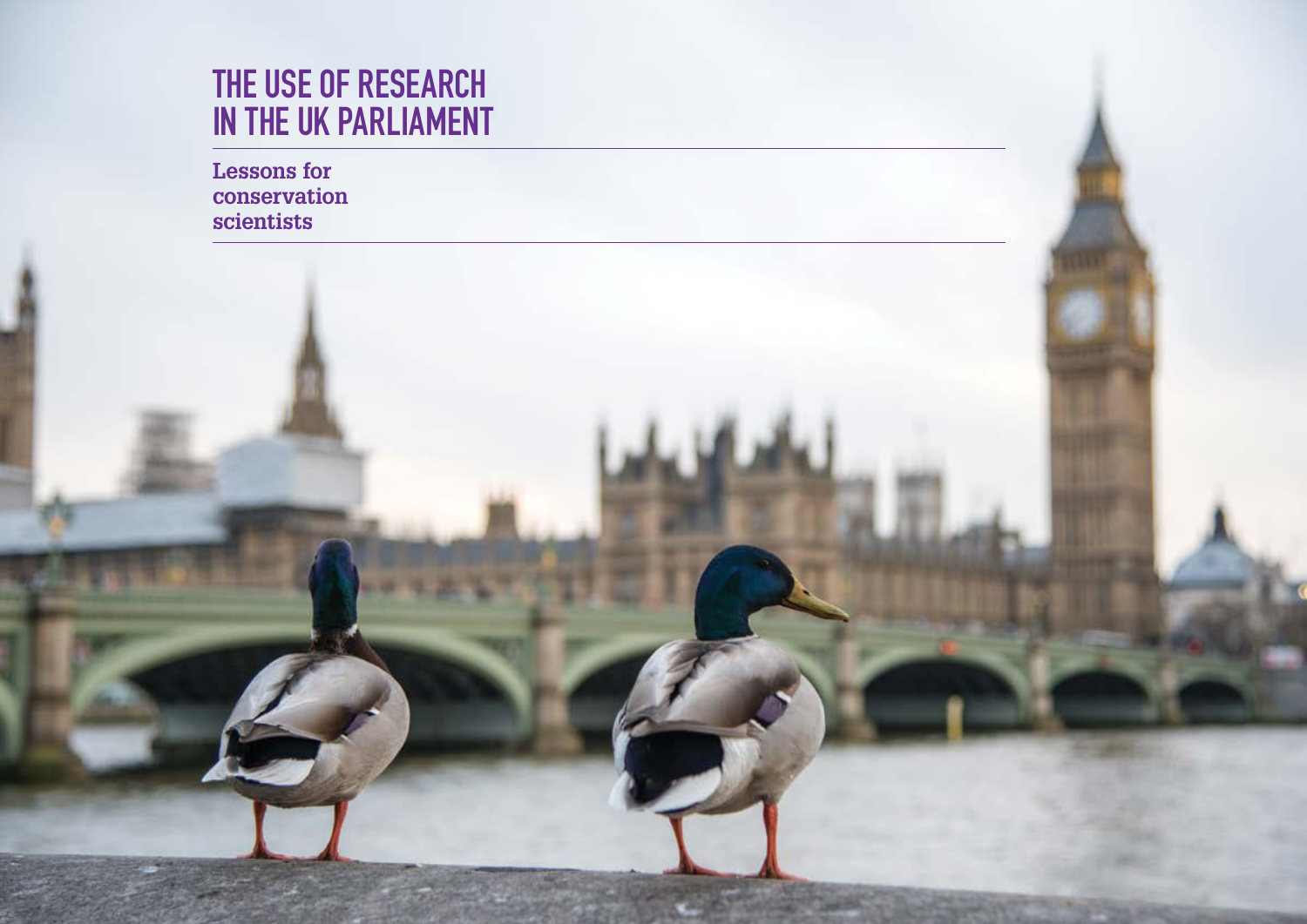# THE USE OF RESEARCH IN THE UK PARLIAMENT

## Lessons for conservation scientists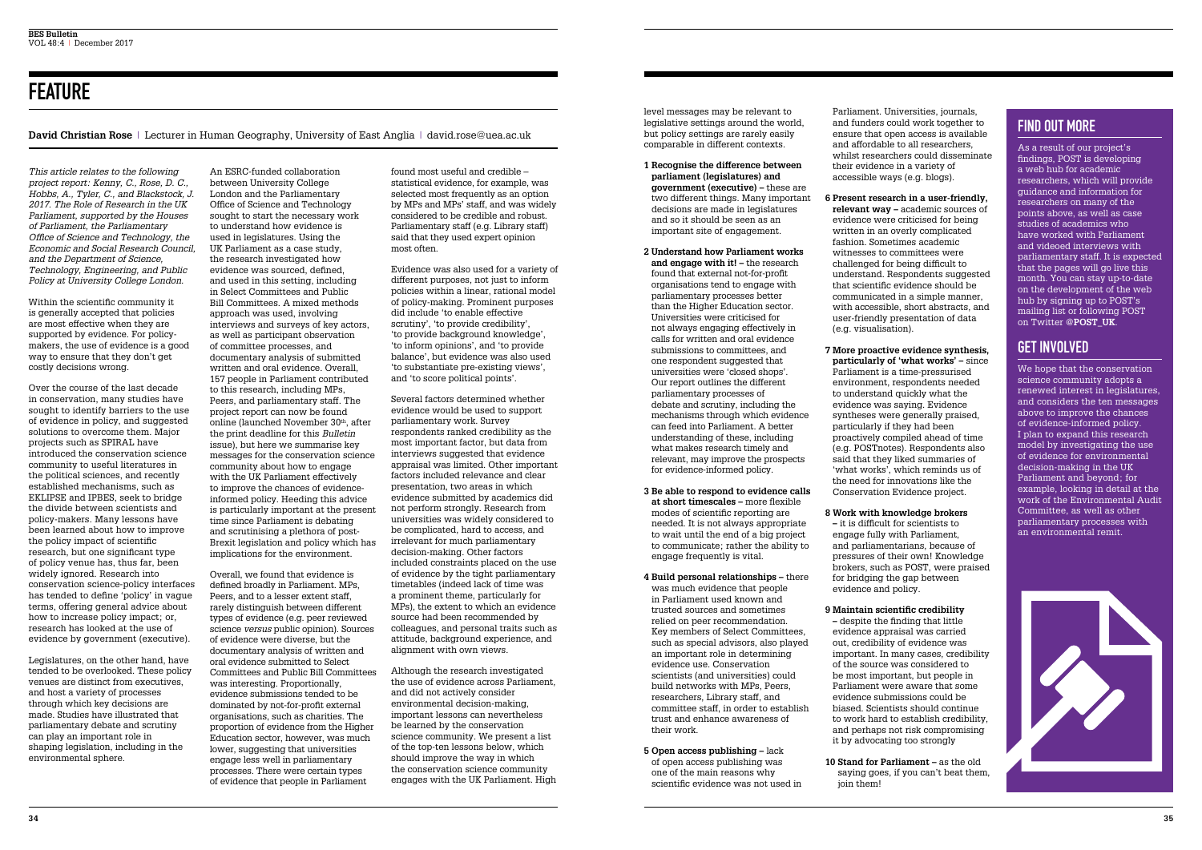# FEATURE

**David Christian Rose** | Lecturer in Human Geography, University of East Anglia | david.rose@uea.ac.uk

*This article relates to the following project report: Kenny, C., Rose, D. C., Hobbs, A., Tyler, C., and Blackstock, J. 2017. The Role of Research in the UK Parliament, supported by the Houses of Parliament, the Parliamentary Office of Science and Technology, the Economic and Social Research Council, and the Department of Science, Technology, Engineering, and Public Policy at University College London.*

Within the scientific community it is generally accepted that policies are most effective when they are supported by evidence. For policy-makers, the use of evidence is a good way to ensure that they don't get costly decisions wrong.

Over the course of the last decade in conservation, many studies have sought to identify barriers to the use of evidence in policy, and suggested solutions to overcome them. Major projects such as SPIRAL have introduced the conservation science community to useful literatures in the political sciences, and recently established mechanisms, such as EKLIPSE and IPBES, seek to bridge the divide between scientists and policy-makers. Many lessons have been learned about how to improve the policy impact of scientific research, but one significant type of policy venue has, thus far, been widely ignored. Research into conservation science-policy interfaces has tended to define 'policy' in vague terms, offering general advice about how to increase policy impact; or, research has looked at the use of evidence by government (executive).

Legislatures, on the other hand, have tended to be overlooked. These policy venues are distinct from executives, and host a variety of processes through which key decisions are made. Studies have illustrated that parliamentary debate and scrutiny can play an important role in shaping legislation, including in the environmental sphere.

An ESRC-funded collaboration between University College London and the Parliamentary Office of Science and Technology sought to start the necessary work to understand how evidence is used in legislatures. Using the UK Parliament as a case study, the research investigated how evidence was sourced, defined, and used in this setting, including in Select Committees and Public Bill Committees. A mixed methods approach was used, involving interviews and surveys of key actors, as well as participant observation of committee processes, and documentary analysis of submitted written and oral evidence. Overall, 157 people in Parliament contributed to this research, including MPs, Peers, and parliamentary staff. The project report can now be found online (launched November 30th, after the print deadline for this *Bulletin* issue), but here we summarise key messages for the conservation science community about how to engage with the UK Parliament effectively to improve the chances of evidence-informed policy. Heeding this advice is particularly important at the present time since Parliament is debating and scrutinising a plethora of post-Brexit legislation and policy which has implications for the environment.

Overall, we found that evidence is defined broadly in Parliament. MPs, Peers, and to a lesser extent staff, rarely distinguish between different types of evidence (e.g. peer reviewed science *versus* public opinion). Sources of evidence were diverse, but the documentary analysis of written and oral evidence submitted to Select Committees and Public Bill Committees was interesting. Proportionally, evidence submissions tended to be dominated by not-for-profit external organisations, such as charities. The proportion of evidence from the Higher Education sector, however, was much lower, suggesting that universities engage less well in parliamentary processes. There were certain types of evidence that people in Parliament found most useful and credible – statistical evidence, for example, was selected most frequently as an option by MPs and MPs' staff, and was widely considered to be credible and robust. Parliamentary staff (e.g. Library staff) said that they used expert opinion most often.

Evidence was also used for a variety of different purposes, not just to inform policies within a linear, rational model of policy-making. Prominent purposes did include 'to enable effective scrutiny', 'to provide credibility', 'to provide background knowledge', 'to inform opinions', and 'to provide balance', but evidence was also used 'to substantiate pre-existing views', and 'to score political points'.

Several factors determined whether evidence would be used to support parliamentary work. Survey respondents ranked credibility as the most important factor, but data from interviews suggested that evidence appraisal was limited. Other important factors included relevance and clear presentation, two areas in which evidence submitted by academics did not perform strongly. Research from universities was widely considered to be complicated, hard to access, and irrelevant for much parliamentary decision-making. Other factors included constraints placed on the use of evidence by the tight parliamentary timetables (indeed lack of time was a prominent theme, particularly for MPs), the extent to which an evidence source had been recommended by colleagues, and personal traits such as attitude, background experience, and alignment with own views.

Although the research investigated the use of evidence across Parliament, and did not actively consider environmental decision-making, important lessons can nevertheless be learned by the conservation science community. We present a list of the top-ten lessons below, which should improve the way in which the conservation science community engages with the UK Parliament. High level messages may be relevant to legislative settings around the world, but policy settings are rarely easily comparable in different contexts.

1. **Recognise the difference between parliament (legislatures) and government (executive) –** these are two different things. Many important decisions are made in legislatures and so it should be seen as an important site of engagement.
2. **Understand how Parliament works and engage with it! –** the research found that external not-for-profit organisations tend to engage with parliamentary processes better than the Higher Education sector. Universities were criticised for not always engaging effectively in calls for written and oral evidence submissions to committees, and one respondent suggested that universities were 'closed shops'. Our report outlines the different parliamentary processes of debate and scrutiny, including the mechanisms through which evidence can feed into Parliament. A better understanding of these, including what makes research timely and relevant, may improve the prospects for evidence-informed policy.
3. **Be able to respond to evidence calls at short timescales –** more flexible modes of scientific reporting are needed. It is not always appropriate to wait until the end of a big project to communicate; rather the ability to engage frequently is vital.
4. **Build personal relationships –** there was much evidence that people in Parliament used known and trusted sources and sometimes relied on peer recommendation. Key members of Select Committees, such as special advisors, also played an important role in determining evidence use. Conservation scientists (and universities) could build networks with MPs, Peers, researchers, Library staff, and committee staff, in order to establish trust and enhance awareness of their work.
5. **Open access publishing –** lack of open access publishing was one of the main reasons why scientific evidence was not used in Parliament. Universities, journals, and funders could work together to ensure that open access is available and affordable to all researchers, whilst researchers could disseminate their evidence in a variety of accessible ways (e.g. blogs).
6. **Present research in a user-friendly, relevant way –** academic sources of evidence were criticised for being written in an overly complicated fashion. Sometimes academic witnesses to committees were challenged for being difficult to understand. Respondents suggested that scientific evidence should be communicated in a simple manner, with accessible, short abstracts, and user-friendly presentation of data (e.g. visualisation).
7. **More proactive evidence synthesis, particularly of 'what works' –** since Parliament is a time-pressurised environment, respondents needed to understand quickly what the evidence was saying. Evidence syntheses were generally praised, particularly if they had been proactively compiled ahead of time (e.g. POSTnotes). Respondents also said that they liked summaries of 'what works', which reminds us of the need for innovations like the Conservation Evidence project.
8. **Work with knowledge brokers –** it is difficult for scientists to engage fully with Parliament, and parliamentarians, because of pressures of their own! Knowledge brokers, such as POST, were praised for bridging the gap between evidence and policy.
9. **Maintain scientific credibility –** despite the finding that little evidence appraisal was carried out, credibility of evidence was important. In many cases, credibility of the source was considered to be most important, but people in Parliament were aware that some evidence submissions could be biased. Scientists should continue to work hard to establish credibility, and perhaps not risk compromising it by advocating too strongly
10. **Stand for Parliament –** as the old saying goes, if you can't beat them, join them!

## FIND OUT MORE

As a result of our project's findings, POST is developing a web hub for academic researchers, which will provide guidance and information for researchers on many of the points above, as well as case studies of academics who have worked with Parliament and videoed interviews with parliamentary staff. It is expected that the pages will go live this month. You can stay up-to-date on the development of the web hub by signing up to POST's mailing list or following POST on Twitter **@POST_UK**.

## GET INVOLVED

We hope that the conservation science community adopts a renewed interest in legislatures, and considers the ten messages above to improve the chances of evidence-informed policy. I plan to expand this research model by investigating the use of evidence for environmental decision-making in the UK Parliament and beyond; for example, looking in detail at the work of the Environmental Audit Committee, as well as other parliamentary processes with an environmental remit.